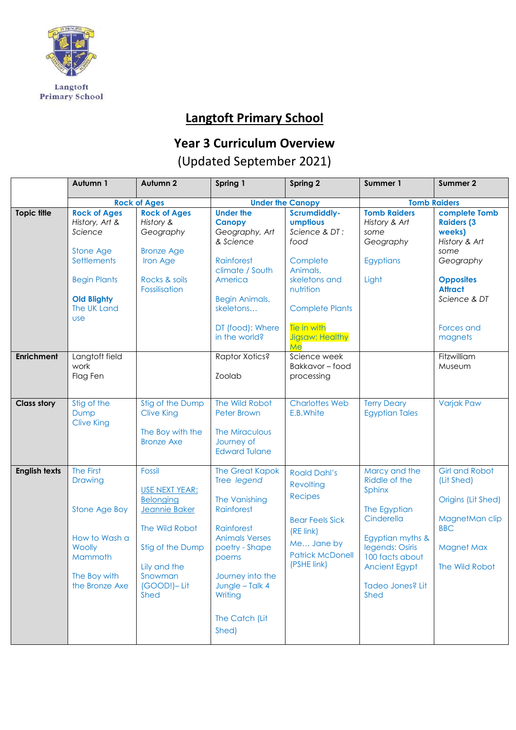Langtoft Primary School

# Langtoft Primary School

## Year 3 Curriculum Overview

(Updated September 2021)

| | Autumn 1 | Autumn 2 | Spring 1 | Spring 2 | Summer 1 | Summer 2 |
|---|---|---|---|---|---|---|
| | Rock of Ages | | Under the Canopy | | Tomb Raiders | |
| Topic title | **Rock of Ages** *History, Art & Science*<br><br>Stone Age Settlements<br><br>Begin Plants<br><br>**Old Blighty** The UK Land use | **Rock of Ages** *History & Geography*<br><br>Bronze Age Iron Age<br><br>Rocks & soils Fossilisation | **Under the Canopy** *Geography, Art & Science*<br><br>Rainforest climate / South America<br><br>Begin Animals, skeletons…<br><br>DT (food): Where in the world? | **Scrumdiddly-umptious** *Science & DT : food*<br><br>Complete Animals, skeletons and nutrition<br><br>Complete Plants<br><br>Tie in with Jigsaw: Healthy Me | **Tomb Raiders** *History & Art some Geography*<br><br>Egyptians<br><br>Light | **complete Tomb Raiders (3 weeks)** *History & Art some Geography*<br><br>**Opposites Attract** *Science & DT*<br><br>Forces and magnets |
| Enrichment | Langtoft field work<br>Flag Fen | | Raptor Xotics?<br><br>Zoolab | Science week<br>Bakkavor – food processing | | Fitzwilliam Museum |
| Class story | Stig of the Dump<br>Clive King | Stig of the Dump<br>Clive King<br><br>The Boy with the Bronze Axe | The Wild Robot<br>Peter Brown<br><br>The Miraculous Journey of Edward Tulane | Charlottes Web<br>E.B.White | Terry Deary<br>Egyptian Tales | Varjak Paw |
| English texts | The First Drawing<br><br>Stone Age Boy<br><br>How to Wash a Woolly Mammoth<br><br>The Boy with the Bronze Axe | Fossil<br><br>USE NEXT YEAR: Belonging Jeannie Baker<br><br>The Wild Robot<br><br>Stig of the Dump<br><br>Lily and the Snowman (GOOD!)– Lit Shed | The Great Kapok Tree *legend*<br><br>The Vanishing Rainforest<br><br>Rainforest Animals Verses poetry - Shape poems<br><br>Journey into the Jungle – Talk 4 Writing<br><br>The Catch (Lit Shed) | Roald Dahl's Revolting Recipes<br><br>Bear Feels Sick (RE link)<br>Me… Jane by Patrick McDonell (PSHE link) | Marcy and the Riddle of the Sphinx<br><br>The Egyptian Cinderella<br><br>Egyptian myths & legends: Osiris<br>100 facts about Ancient Egypt<br><br>Tadeo Jones? Lit Shed | Girl and Robot (Lit Shed)<br><br>Origins (Lit Shed)<br><br>MagnetMan clip BBC<br><br>Magnet Max<br><br>The Wild Robot |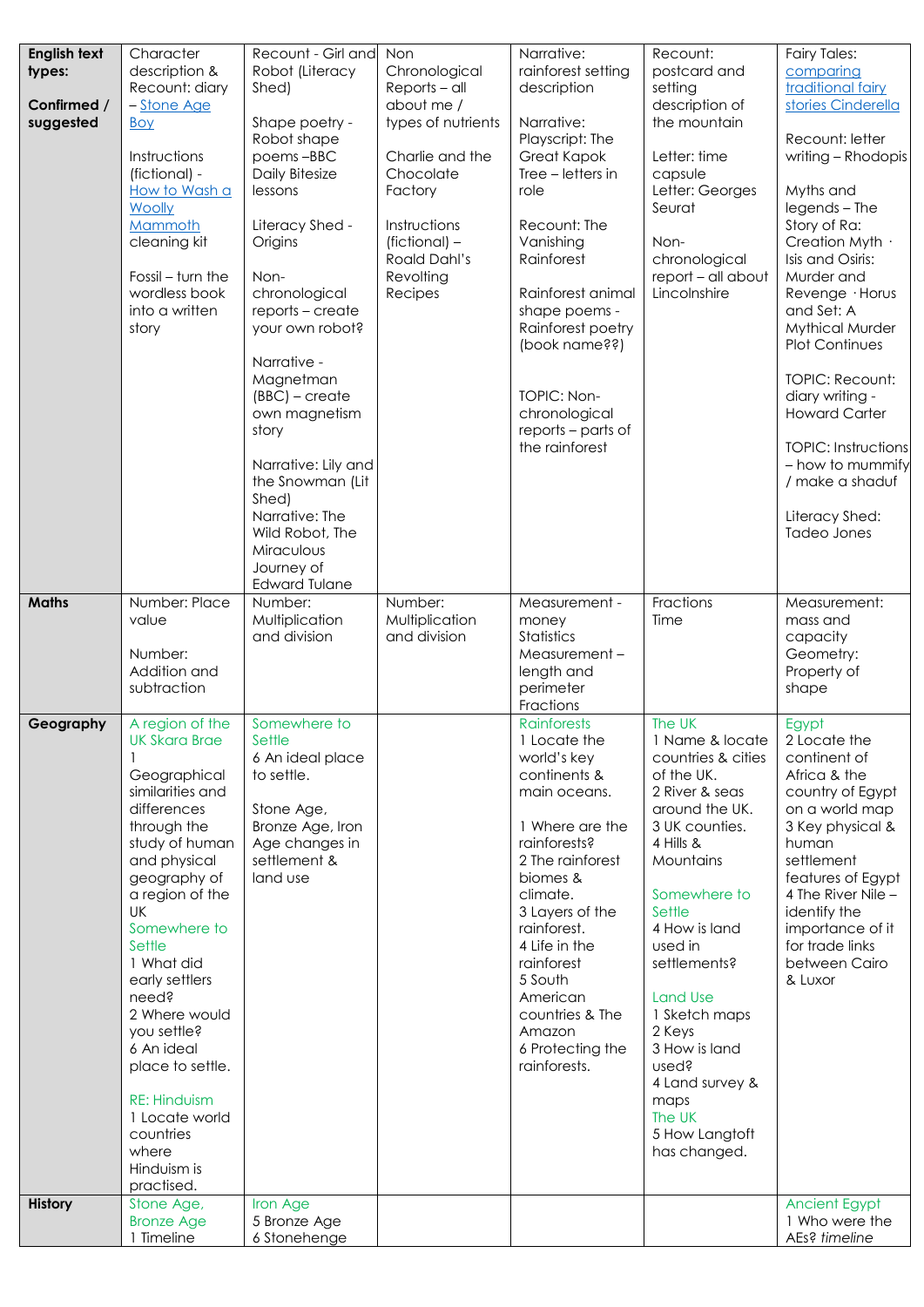| **English text types:**<br><br>**Confirmed / suggested** | Character description & Recount: diary – Stone Age Boy<br><br>Instructions (fictional) - How to Wash a Woolly Mammoth cleaning kit<br><br>Fossil – turn the wordless book into a written story | Recount - Girl and Robot (Literacy Shed)<br><br>Shape poetry - Robot shape poems –BBC Daily Bitesize lessons<br><br>Literacy Shed - Origins<br><br>Non-chronological reports – create your own robot?<br><br>Narrative - Magnetman (BBC) – create own magnetism story<br><br>Narrative: Lily and the Snowman (Lit Shed)<br>Narrative: The Wild Robot, The Miraculous Journey of Edward Tulane | Non Chronological Reports – all about me / types of nutrients<br><br>Charlie and the Chocolate Factory<br><br>Instructions (fictional) – Roald Dahl's Revolting Recipes | Narrative: rainforest setting description<br><br>Narrative: Playscript: The Great Kapok Tree – letters in role<br><br>Recount: The Vanishing Rainforest<br><br>Rainforest animal shape poems - Rainforest poetry (book name??)<br><br>TOPIC: Non-chronological reports – parts of the rainforest | Recount: postcard and setting description of the mountain<br><br>Letter: time capsule<br>Letter: Georges Seurat<br><br>Non-chronological report – all about Lincolnshire | Fairy Tales: comparing traditional fairy stories Cinderella<br><br>Recount: letter writing – Rhodopis<br><br>Myths and legends – The Story of Ra: Creation Myth · Isis and Osiris: Murder and Revenge · Horus and Set: A Mythical Murder Plot Continues<br><br>TOPIC: Recount: diary writing - Howard Carter<br><br>TOPIC: Instructions – how to mummify / make a shaduf<br><br>Literacy Shed: Tadeo Jones |
|---|---|---|---|---|---|---|
| **Maths** | Number: Place value<br><br>Number: Addition and subtraction | Number: Multiplication and division | Number: Multiplication and division | Measurement - money<br>Statistics<br>Measurement – length and perimeter<br>Fractions | Fractions<br>Time | Measurement: mass and capacity<br>Geometry: Property of shape |
| **Geography** | A region of the UK Skara Brae<br>1 Geographical similarities and differences through the study of human and physical geography of a region of the UK<br>Somewhere to Settle<br>1 What did early settlers need?<br>2 Where would you settle?<br>6 An ideal place to settle.<br><br>RE: Hinduism<br>1 Locate world countries where Hinduism is practised. | Somewhere to Settle<br>6 An ideal place to settle.<br><br>Stone Age, Bronze Age, Iron Age changes in settlement & land use | | Rainforests<br>1 Locate the world's key continents & main oceans.<br><br>1 Where are the rainforests?<br>2 The rainforest biomes & climate.<br>3 Layers of the rainforest.<br>4 Life in the rainforest<br>5 South American countries & The Amazon<br>6 Protecting the rainforests. | The UK<br>1 Name & locate countries & cities of the UK.<br>2 River & seas around the UK.<br>3 UK counties.<br>4 Hills & Mountains<br><br>Somewhere to Settle<br>4 How is land used in settlements?<br><br>Land Use<br>1 Sketch maps<br>2 Keys<br>3 How is land used?<br>4 Land survey & maps<br>The UK<br>5 How Langtoft has changed. | Egypt<br>2 Locate the continent of Africa & the country of Egypt on a world map<br>3 Key physical & human settlement features of Egypt<br>4 The River Nile – identify the importance of it for trade links between Cairo & Luxor |
| **History** | Stone Age, Bronze Age<br>1 Timeline | Iron Age<br>5 Bronze Age<br>6 Stonehenge | | | | Ancient Egypt<br>1 Who were the AEs? *timeline* |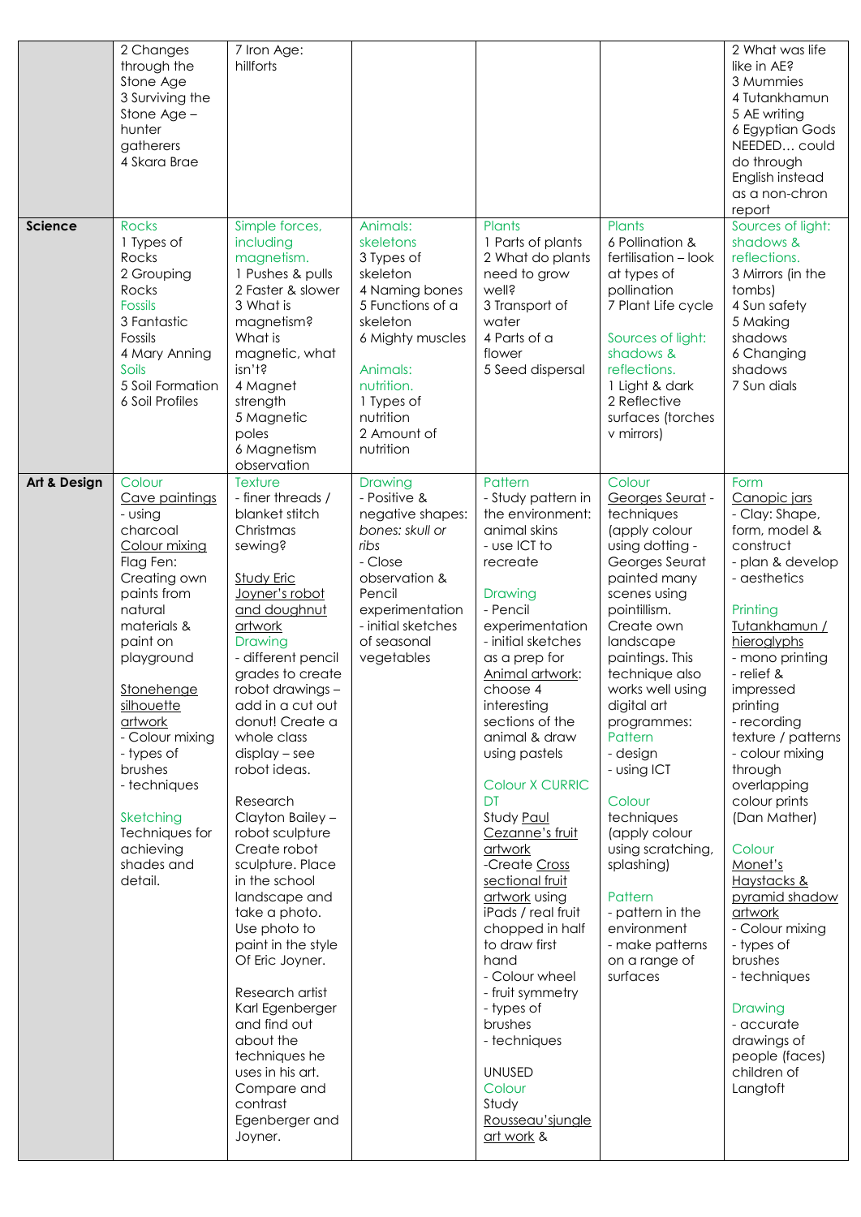| | | | | | | |
|---|---|---|---|---|---|---|
| | 2 Changes through the Stone Age<br>3 Surviving the Stone Age – hunter gatherers<br>4 Skara Brae | 7 Iron Age: hillforts | | | | 2 What was life like in AE?<br>3 Mummies<br>4 Tutankhamun<br>5 AE writing<br>6 Egyptian Gods<br>NEEDED… could do through English instead as a non-chron report |
| **Science** | Rocks<br>1 Types of Rocks<br>2 Grouping Rocks<br>Fossils<br>3 Fantastic Fossils<br>4 Mary Anning<br>Soils<br>5 Soil Formation<br>6 Soil Profiles | Simple forces, including magnetism.<br>1 Pushes & pulls<br>2 Faster & slower<br>3 What is magnetism? What is magnetic, what isn't?<br>4 Magnet strength<br>5 Magnetic poles<br>6 Magnetism observation | Animals: skeletons<br>3 Types of skeleton<br>4 Naming bones<br>5 Functions of a skeleton<br>6 Mighty muscles<br><br>Animals: nutrition.<br>1 Types of nutrition<br>2 Amount of nutrition | Plants<br>1 Parts of plants<br>2 What do plants need to grow well?<br>3 Transport of water<br>4 Parts of a flower<br>5 Seed dispersal | Plants<br>6 Pollination & fertilisation – look at types of pollination<br>7 Plant Life cycle<br><br>Sources of light: shadows & reflections.<br>1 Light & dark<br>2 Reflective surfaces (torches v mirrors) | Sources of light: shadows & reflections.<br>3 Mirrors (in the tombs)<br>4 Sun safety<br>5 Making shadows<br>6 Changing shadows<br>7 Sun dials |
| **Art & Design** | Colour<br>Cave paintings<br>- using charcoal<br>Colour mixing<br>Flag Fen: Creating own paints from natural materials & paint on playground<br><br>Stonehenge silhouette artwork<br>- Colour mixing<br>- types of brushes<br>- techniques<br><br>Sketching<br>Techniques for achieving shades and detail. | Texture<br>- finer threads / blanket stitch Christmas sewing?<br><br>Study Eric Joyner's robot and doughnut artwork<br>Drawing<br>- different pencil grades to create robot drawings – add in a cut out donut! Create a whole class display – see robot ideas.<br><br>Research Clayton Bailey – robot sculpture<br>Create robot sculpture. Place in the school landscape and take a photo. Use photo to paint in the style Of Eric Joyner.<br><br>Research artist Karl Egenberger and find out about the techniques he uses in his art. Compare and contrast Egenberger and Joyner. | Drawing<br>- Positive & negative shapes: *bones: skull or ribs*<br>- Close observation & Pencil experimentation<br>- initial sketches of seasonal vegetables | Pattern<br>- Study pattern in the environment: animal skins<br>- use ICT to recreate<br><br>Drawing<br>- Pencil experimentation<br>- initial sketches as a prep for Animal artwork: choose 4 interesting sections of the animal & draw using pastels<br><br>Colour X CURRIC DT<br>Study Paul Cezanne's fruit artwork<br>-Create Cross sectional fruit artwork using iPads / real fruit chopped in half to draw first hand<br>- Colour wheel<br>- fruit symmetry<br>- types of brushes<br>- techniques<br><br>UNUSED<br>Colour<br>Study Rousseau'sjungle art work & | Colour<br>Georges Seurat - techniques (apply colour using dotting - Georges Seurat painted many scenes using pointillism. Create own landscape paintings. This technique also works well using digital art programmes:<br>Pattern<br>- design<br>- using ICT<br><br>Colour<br>techniques (apply colour using scratching, splashing)<br><br>Pattern<br>- pattern in the environment<br>- make patterns on a range of surfaces | Form<br>Canopic jars<br>- Clay: Shape, form, model & construct<br>- plan & develop<br>- aesthetics<br><br>Printing<br>Tutankhamun / hieroglyphs<br>- mono printing<br>- relief & impressed printing<br>- recording texture / patterns<br>- colour mixing through overlapping colour prints (Dan Mather)<br><br>Colour<br>Monet's Haystacks & pyramid shadow artwork<br>- Colour mixing<br>- types of brushes<br>- techniques<br><br>Drawing<br>- accurate drawings of people (faces) children of Langtoft |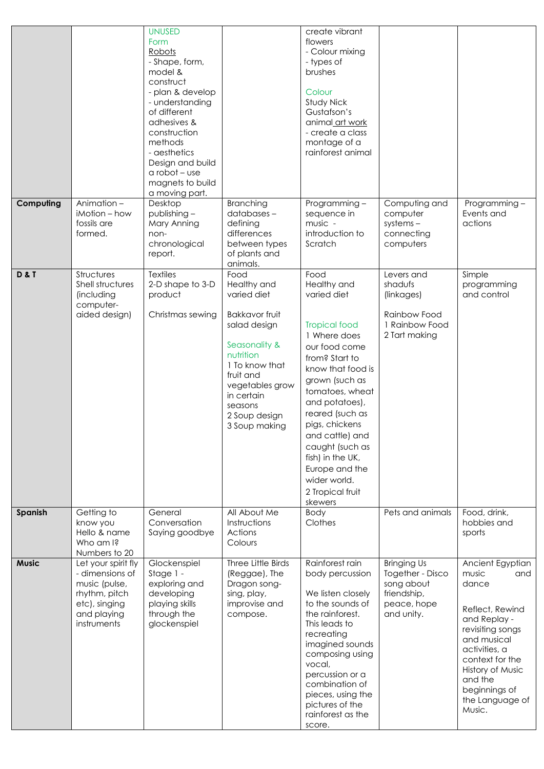| | | | | | | |
|---|---|---|---|---|---|---|
| | | UNUSED Form Robots - Shape, form, model & construct - plan & develop - understanding of different adhesives & construction methods - aesthetics Design and build a robot – use magnets to build a moving part. | | create vibrant flowers - Colour mixing - types of brushes<br><br>Colour Study Nick Gustafson's animal art work - create a class montage of a rainforest animal | | |
| **Computing** | Animation – iMotion – how fossils are formed. | Desktop publishing – Mary Anning non-chronological report. | Branching databases – defining differences between types of plants and animals. | Programming – sequence in music - introduction to Scratch | Computing and computer systems – connecting computers | Programming – Events and actions |
| **D & T** | Structures Shell structures (including computer-aided design) | Textiles 2-D shape to 3-D product<br><br>Christmas sewing | Food Healthy and varied diet<br><br>Bakkavor fruit salad design<br><br>Seasonality & nutrition 1 To know that fruit and vegetables grow in certain seasons 2 Soup design 3 Soup making | Food Healthy and varied diet<br><br>Tropical food 1 Where does our food come from? Start to know that food is grown (such as tomatoes, wheat and potatoes), reared (such as pigs, chickens and cattle) and caught (such as fish) in the UK, Europe and the wider world. 2 Tropical fruit skewers | Levers and shadufs (linkages)<br><br>Rainbow Food 1 Rainbow Food 2 Tart making | Simple programming and control |
| **Spanish** | Getting to know you Hello & name Who am I? Numbers to 20 | General Conversation Saying goodbye | All About Me Instructions Actions Colours | Body Clothes | Pets and animals | Food, drink, hobbies and sports |
| **Music** | Let your spirit fly - dimensions of music (pulse, rhythm, pitch etc), singing and playing instruments | Glockenspiel Stage 1 - exploring and developing playing skills through the glockenspiel | Three Little Birds (Reggae), The Dragon song- sing, play, improvise and compose. | Rainforest rain body percussion<br><br>We listen closely to the sounds of the rainforest. This leads to recreating imagined sounds composing using vocal, percussion or a combination of pieces, using the pictures of the rainforest as the score. | Bringing Us Together - Disco song about friendship, peace, hope and unity. | Ancient Egyptian music and dance<br><br>Reflect, Rewind and Replay - revisiting songs and musical activities, a context for the History of Music and the beginnings of the Language of Music. |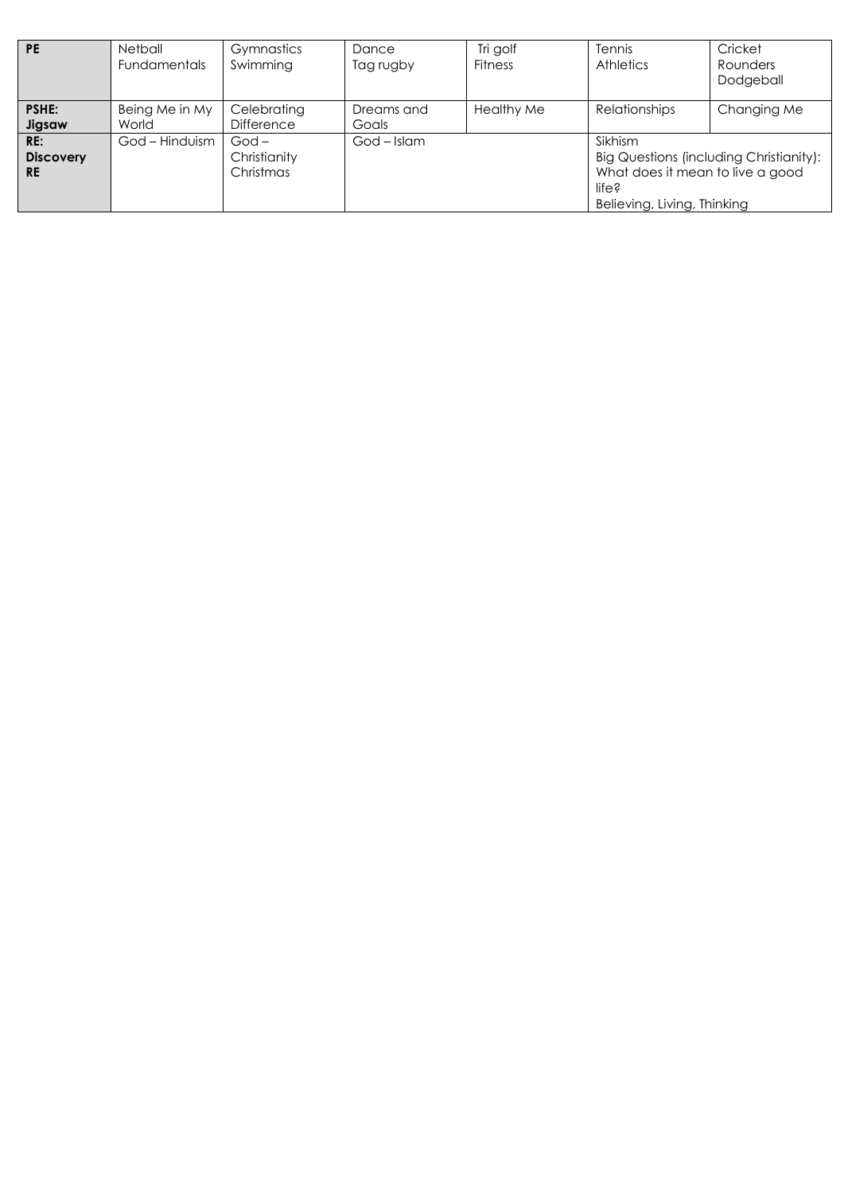| | | | | | | |
|---|---|---|---|---|---|---|
| **PE** | Netball Fundamentals | Gymnastics Swimming | Dance Tag rugby | Tri golf Fitness | Tennis Athletics | Cricket Rounders Dodgeball |
| **PSHE: Jigsaw** | Being Me in My World | Celebrating Difference | Dreams and Goals | Healthy Me | Relationships | Changing Me |
| **RE: Discovery RE** | God – Hinduism | God – Christianity Christmas | God – Islam | | Sikhism Big Questions (including Christianity): What does it mean to live a good life? Believing, Living, Thinking | |